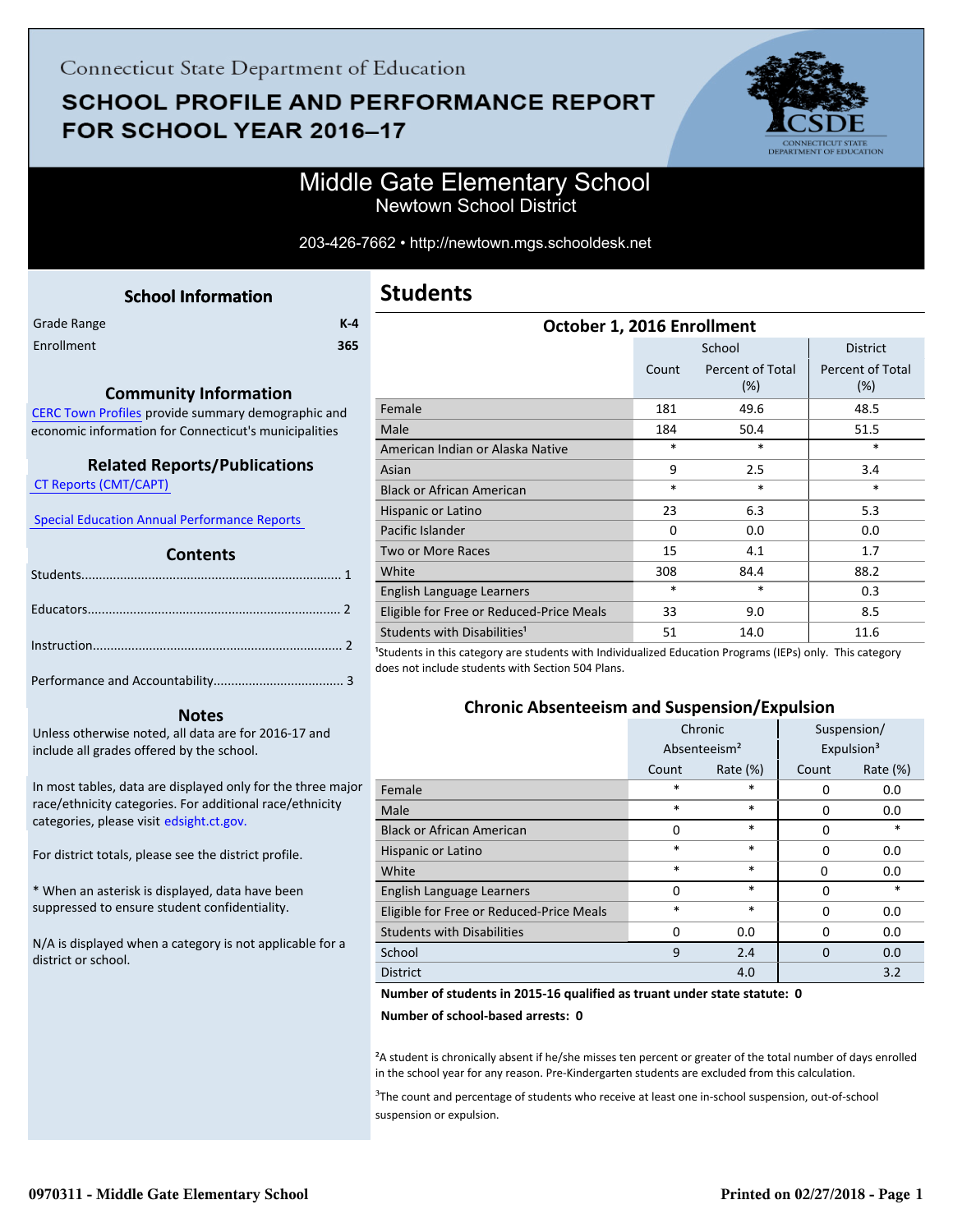Connecticut State Department of Education

# SCHOOL PROFILE AND PERFORMANCE REPORT FOR SCHOOL YEAR 2016–17

## Middle Gate Elementary School
Newtown School District

203-426-7662 • http://newtown.mgs.schooldesk.net

### School Information

| | |
|---|---|
| Grade Range | K-4 |
| Enrollment | 365 |

### Community Information

CERC Town Profiles provide summary demographic and economic information for Connecticut's municipalities

### Related Reports/Publications

CT Reports (CMT/CAPT)

Special Education Annual Performance Reports

### Contents

Students........................................................................ 1

Educators....................................................................... 2

Instruction...................................................................... 2

Performance and Accountability.................................... 3

### Notes

Unless otherwise noted, all data are for 2016-17 and include all grades offered by the school.

In most tables, data are displayed only for the three major race/ethnicity categories. For additional race/ethnicity categories, please visit edsight.ct.gov.

For district totals, please see the district profile.

* When an asterisk is displayed, data have been suppressed to ensure student confidentiality.

N/A is displayed when a category is not applicable for a district or school.

## Students

### October 1, 2016 Enrollment

| | School | | District |
|---|---|---|---|
| | Count | Percent of Total (%) | Percent of Total (%) |
| Female | 181 | 49.6 | 48.5 |
| Male | 184 | 50.4 | 51.5 |
| American Indian or Alaska Native | * | * | * |
| Asian | 9 | 2.5 | 3.4 |
| Black or African American | * | * | * |
| Hispanic or Latino | 23 | 6.3 | 5.3 |
| Pacific Islander | 0 | 0.0 | 0.0 |
| Two or More Races | 15 | 4.1 | 1.7 |
| White | 308 | 84.4 | 88.2 |
| English Language Learners | * | * | 0.3 |
| Eligible for Free or Reduced-Price Meals | 33 | 9.0 | 8.5 |
| Students with Disabilities[1] | 51 | 14.0 | 11.6 |

[1]Students in this category are students with Individualized Education Programs (IEPs) only. This category does not include students with Section 504 Plans.

### Chronic Absenteeism and Suspension/Expulsion

| | Chronic Absenteeism[2] | | Suspension/ Expulsion[3] | |
|---|---|---|---|---|
| | Count | Rate (%) | Count | Rate (%) |
| Female | * | * | 0 | 0.0 |
| Male | * | * | 0 | 0.0 |
| Black or African American | 0 | * | 0 | * |
| Hispanic or Latino | * | * | 0 | 0.0 |
| White | * | * | 0 | 0.0 |
| English Language Learners | 0 | * | 0 | * |
| Eligible for Free or Reduced-Price Meals | * | * | 0 | 0.0 |
| Students with Disabilities | 0 | 0.0 | 0 | 0.0 |
| School | 9 | 2.4 | 0 | 0.0 |
| District | | 4.0 | | 3.2 |

**Number of students in 2015-16 qualified as truant under state statute: 0**

**Number of school-based arrests: 0**

[2]A student is chronically absent if he/she misses ten percent or greater of the total number of days enrolled in the school year for any reason. Pre-Kindergarten students are excluded from this calculation.

[3]The count and percentage of students who receive at least one in-school suspension, out-of-school suspension or expulsion.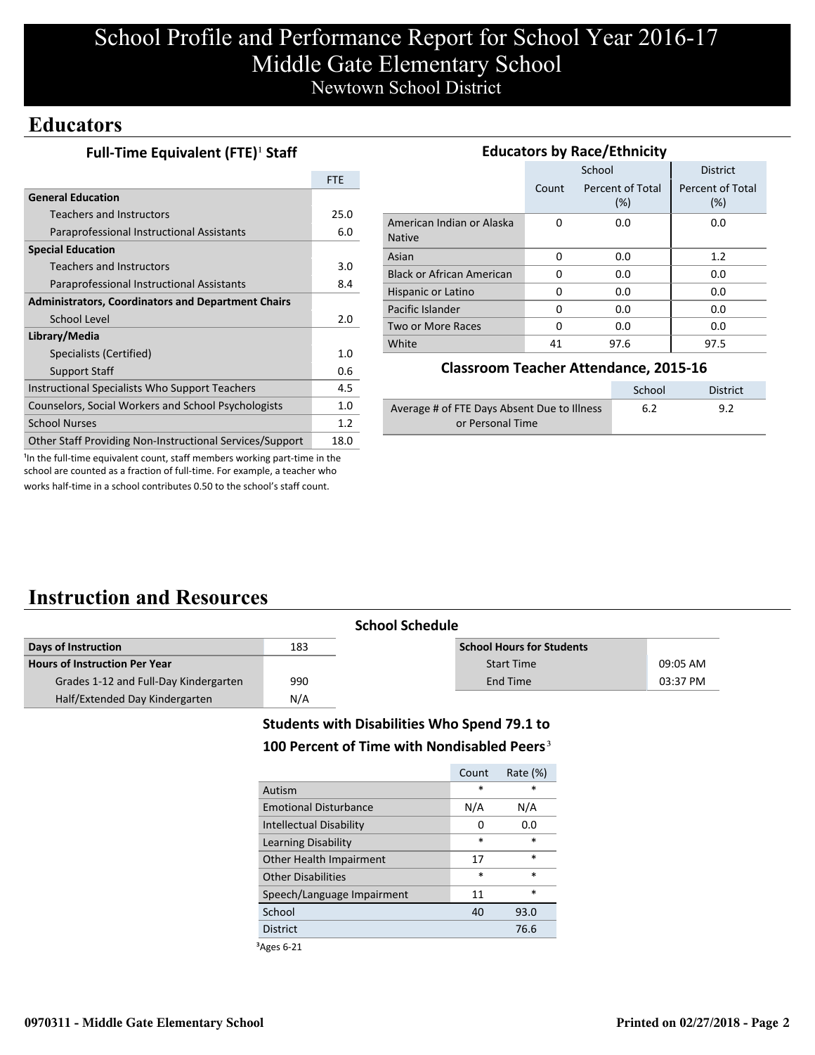# School Profile and Performance Report for School Year 2016-17
# Middle Gate Elementary School
Newtown School District

## Educators

### Full-Time Equivalent (FTE)[1] Staff

| | FTE |
|---|---|
| **General Education** | |
| Teachers and Instructors | 25.0 |
| Paraprofessional Instructional Assistants | 6.0 |
| **Special Education** | |
| Teachers and Instructors | 3.0 |
| Paraprofessional Instructional Assistants | 8.4 |
| **Administrators, Coordinators and Department Chairs** | |
| School Level | 2.0 |
| **Library/Media** | |
| Specialists (Certified) | 1.0 |
| Support Staff | 0.6 |
| Instructional Specialists Who Support Teachers | 4.5 |
| Counselors, Social Workers and School Psychologists | 1.0 |
| School Nurses | 1.2 |
| Other Staff Providing Non-Instructional Services/Support | 18.0 |

[1]In the full-time equivalent count, staff members working part-time in the school are counted as a fraction of full-time. For example, a teacher who works half-time in a school contributes 0.50 to the school's staff count.

### Educators by Race/Ethnicity

| | School | | District |
|---|---|---|---|
| | Count | Percent of Total (%) | Percent of Total (%) |
| American Indian or Alaska Native | 0 | 0.0 | 0.0 |
| Asian | 0 | 0.0 | 1.2 |
| Black or African American | 0 | 0.0 | 0.0 |
| Hispanic or Latino | 0 | 0.0 | 0.0 |
| Pacific Islander | 0 | 0.0 | 0.0 |
| Two or More Races | 0 | 0.0 | 0.0 |
| White | 41 | 97.6 | 97.5 |

### Classroom Teacher Attendance, 2015-16

| | School | District |
|---|---|---|
| Average # of FTE Days Absent Due to Illness or Personal Time | 6.2 | 9.2 |

## Instruction and Resources

### School Schedule

| | |
|---|---|
| **Days of Instruction** | 183 |
| **Hours of Instruction Per Year** | |
| Grades 1-12 and Full-Day Kindergarten | 990 |
| Half/Extended Day Kindergarten | N/A |

| **School Hours for Students** | |
|---|---|
| Start Time | 09:05 AM |
| End Time | 03:37 PM |

### Students with Disabilities Who Spend 79.1 to 100 Percent of Time with Nondisabled Peers[3]

| | Count | Rate (%) |
|---|---|---|
| Autism | * | * |
| Emotional Disturbance | N/A | N/A |
| Intellectual Disability | 0 | 0.0 |
| Learning Disability | * | * |
| Other Health Impairment | 17 | * |
| Other Disabilities | * | * |
| Speech/Language Impairment | 11 | * |
| School | 40 | 93.0 |
| District | | 76.6 |

[3]Ages 6-21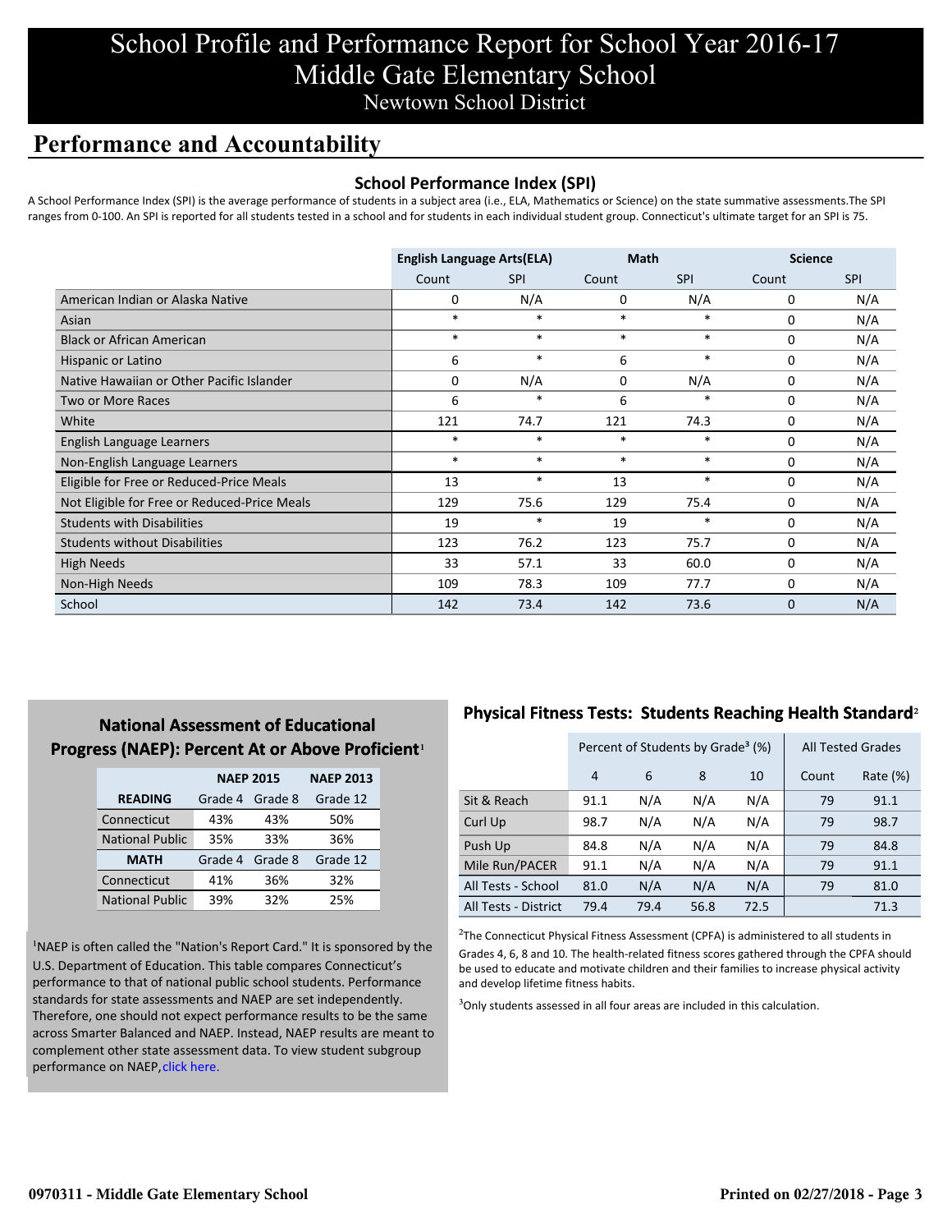# School Profile and Performance Report for School Year 2016-17
# Middle Gate Elementary School
## Newtown School District

## Performance and Accountability

### School Performance Index (SPI)

A School Performance Index (SPI) is the average performance of students in a subject area (i.e., ELA, Mathematics or Science) on the state summative assessments.The SPI ranges from 0-100. An SPI is reported for all students tested in a school and for students in each individual student group. Connecticut's ultimate target for an SPI is 75.

| | English Language Arts(ELA) | | Math | | Science | |
|---|---|---|---|---|---|---|
| | Count | SPI | Count | SPI | Count | SPI |
| American Indian or Alaska Native | 0 | N/A | 0 | N/A | 0 | N/A |
| Asian | * | * | * | * | 0 | N/A |
| Black or African American | * | * | * | * | 0 | N/A |
| Hispanic or Latino | 6 | * | 6 | * | 0 | N/A |
| Native Hawaiian or Other Pacific Islander | 0 | N/A | 0 | N/A | 0 | N/A |
| Two or More Races | 6 | * | 6 | * | 0 | N/A |
| White | 121 | 74.7 | 121 | 74.3 | 0 | N/A |
| English Language Learners | * | * | * | * | 0 | N/A |
| Non-English Language Learners | * | * | * | * | 0 | N/A |
| Eligible for Free or Reduced-Price Meals | 13 | * | 13 | * | 0 | N/A |
| Not Eligible for Free or Reduced-Price Meals | 129 | 75.6 | 129 | 75.4 | 0 | N/A |
| Students with Disabilities | 19 | * | 19 | * | 0 | N/A |
| Students without Disabilities | 123 | 76.2 | 123 | 75.7 | 0 | N/A |
| High Needs | 33 | 57.1 | 33 | 60.0 | 0 | N/A |
| Non-High Needs | 109 | 78.3 | 109 | 77.7 | 0 | N/A |
| School | 142 | 73.4 | 142 | 73.6 | 0 | N/A |

### National Assessment of Educational Progress (NAEP): Percent At or Above Proficient[1]

| | NAEP 2015 | | NAEP 2013 |
|---|---|---|---|
| **READING** | Grade 4 | Grade 8 | Grade 12 |
| Connecticut | 43% | 43% | 50% |
| National Public | 35% | 33% | 36% |
| **MATH** | Grade 4 | Grade 8 | Grade 12 |
| Connecticut | 41% | 36% | 32% |
| National Public | 39% | 32% | 25% |

[1]NAEP is often called the "Nation's Report Card." It is sponsored by the U.S. Department of Education. This table compares Connecticut's performance to that of national public school students. Performance standards for state assessments and NAEP are set independently. Therefore, one should not expect performance results to be the same across Smarter Balanced and NAEP. Instead, NAEP results are meant to complement other state assessment data. To view student subgroup performance on NAEP, click here.

### Physical Fitness Tests: Students Reaching Health Standard[2]

| | Percent of Students by Grade[3] (%) | | | | All Tested Grades | |
|---|---|---|---|---|---|---|
| | 4 | 6 | 8 | 10 | Count | Rate (%) |
| Sit & Reach | 91.1 | N/A | N/A | N/A | 79 | 91.1 |
| Curl Up | 98.7 | N/A | N/A | N/A | 79 | 98.7 |
| Push Up | 84.8 | N/A | N/A | N/A | 79 | 84.8 |
| Mile Run/PACER | 91.1 | N/A | N/A | N/A | 79 | 91.1 |
| All Tests - School | 81.0 | N/A | N/A | N/A | 79 | 81.0 |
| All Tests - District | 79.4 | 79.4 | 56.8 | 72.5 | | 71.3 |

[2]The Connecticut Physical Fitness Assessment (CPFA) is administered to all students in Grades 4, 6, 8 and 10. The health-related fitness scores gathered through the CPFA should be used to educate and motivate children and their families to increase physical activity and develop lifetime fitness habits.

[3]Only students assessed in all four areas are included in this calculation.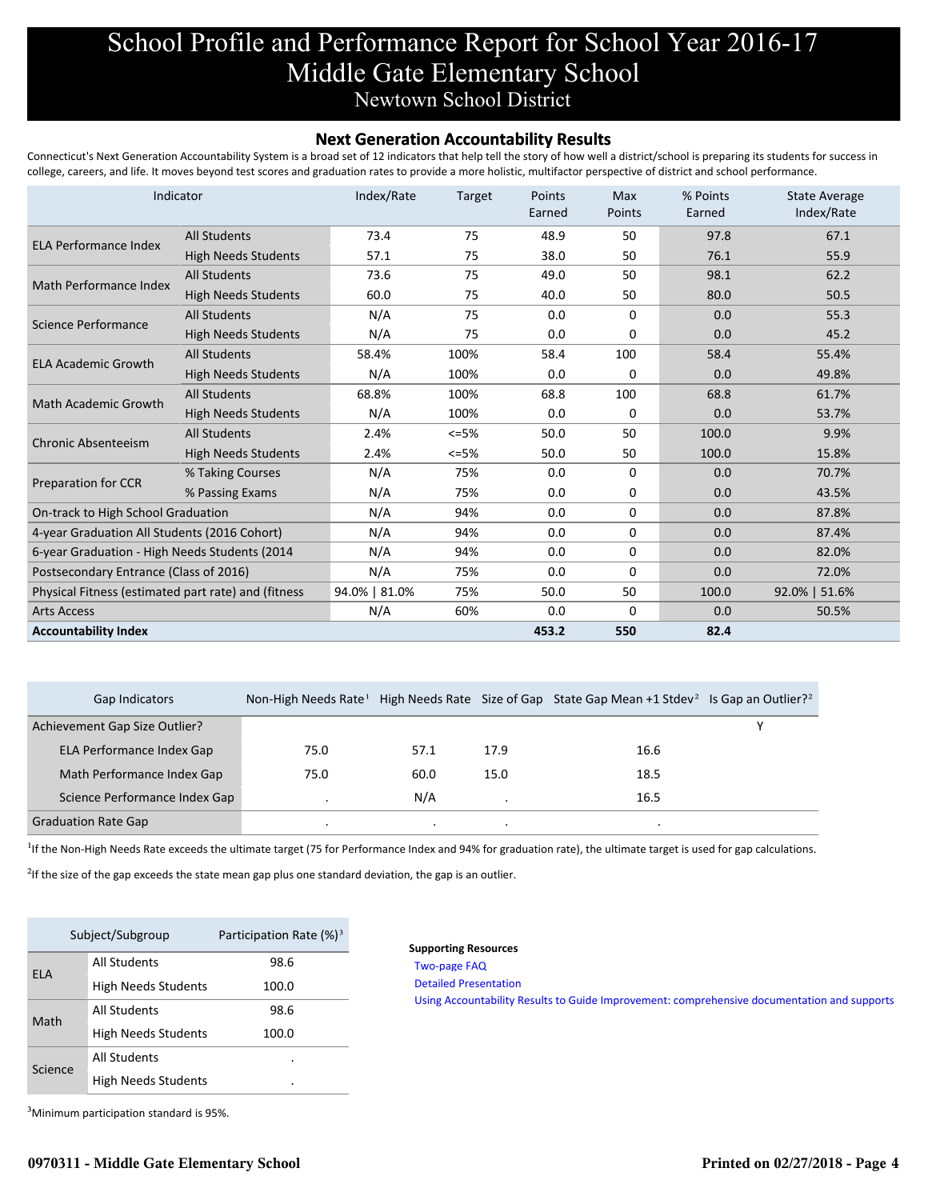# School Profile and Performance Report for School Year 2016-17
# Middle Gate Elementary School
## Newtown School District

### Next Generation Accountability Results

Connecticut's Next Generation Accountability System is a broad set of 12 indicators that help tell the story of how well a district/school is preparing its students for success in college, careers, and life. It moves beyond test scores and graduation rates to provide a more holistic, multifactor perspective of district and school performance.

| Indicator | | Index/Rate | Target | Points Earned | Max Points | % Points Earned | State Average Index/Rate |
|---|---|---|---|---|---|---|---|
| ELA Performance Index | All Students | 73.4 | 75 | 48.9 | 50 | 97.8 | 67.1 |
| | High Needs Students | 57.1 | 75 | 38.0 | 50 | 76.1 | 55.9 |
| Math Performance Index | All Students | 73.6 | 75 | 49.0 | 50 | 98.1 | 62.2 |
| | High Needs Students | 60.0 | 75 | 40.0 | 50 | 80.0 | 50.5 |
| Science Performance | All Students | N/A | 75 | 0.0 | 0 | 0.0 | 55.3 |
| | High Needs Students | N/A | 75 | 0.0 | 0 | 0.0 | 45.2 |
| ELA Academic Growth | All Students | 58.4% | 100% | 58.4 | 100 | 58.4 | 55.4% |
| | High Needs Students | N/A | 100% | 0.0 | 0 | 0.0 | 49.8% |
| Math Academic Growth | All Students | 68.8% | 100% | 68.8 | 100 | 68.8 | 61.7% |
| | High Needs Students | N/A | 100% | 0.0 | 0 | 0.0 | 53.7% |
| Chronic Absenteeism | All Students | 2.4% | <=5% | 50.0 | 50 | 100.0 | 9.9% |
| | High Needs Students | 2.4% | <=5% | 50.0 | 50 | 100.0 | 15.8% |
| Preparation for CCR | % Taking Courses | N/A | 75% | 0.0 | 0 | 0.0 | 70.7% |
| | % Passing Exams | N/A | 75% | 0.0 | 0 | 0.0 | 43.5% |
| On-track to High School Graduation | | N/A | 94% | 0.0 | 0 | 0.0 | 87.8% |
| 4-year Graduation All Students (2016 Cohort) | | N/A | 94% | 0.0 | 0 | 0.0 | 87.4% |
| 6-year Graduation - High Needs Students (2014 | | N/A | 94% | 0.0 | 0 | 0.0 | 82.0% |
| Postsecondary Entrance (Class of 2016) | | N/A | 75% | 0.0 | 0 | 0.0 | 72.0% |
| Physical Fitness (estimated part rate) and (fitness | | 94.0% \| 81.0% | 75% | 50.0 | 50 | 100.0 | 92.0% \| 51.6% |
| Arts Access | | N/A | 60% | 0.0 | 0 | 0.0 | 50.5% |
| **Accountability Index** | | | | **453.2** | **550** | **82.4** | |

| Gap Indicators | Non-High Needs Rate[1] | High Needs Rate | Size of Gap | State Gap Mean +1 Stdev[2] | Is Gap an Outlier?[2] |
|---|---|---|---|---|---|
| Achievement Gap Size Outlier? | | | | | Y |
| ELA Performance Index Gap | 75.0 | 57.1 | 17.9 | 16.6 | |
| Math Performance Index Gap | 75.0 | 60.0 | 15.0 | 18.5 | |
| Science Performance Index Gap | . | N/A | . | 16.5 | |
| Graduation Rate Gap | . | . | . | . | |

[1]If the Non-High Needs Rate exceeds the ultimate target (75 for Performance Index and 94% for graduation rate), the ultimate target is used for gap calculations.

[2]If the size of the gap exceeds the state mean gap plus one standard deviation, the gap is an outlier.

| Subject/Subgroup | | Participation Rate (%)[3] |
|---|---|---|
| ELA | All Students | 98.6 |
| | High Needs Students | 100.0 |
| Math | All Students | 98.6 |
| | High Needs Students | 100.0 |
| Science | All Students | . |
| | High Needs Students | . |

[3]Minimum participation standard is 95%.

**Supporting Resources**

- Two-page FAQ
- Detailed Presentation
- Using Accountability Results to Guide Improvement: comprehensive documentation and supports

0970311 - Middle Gate Elementary School

Printed on 02/27/2018